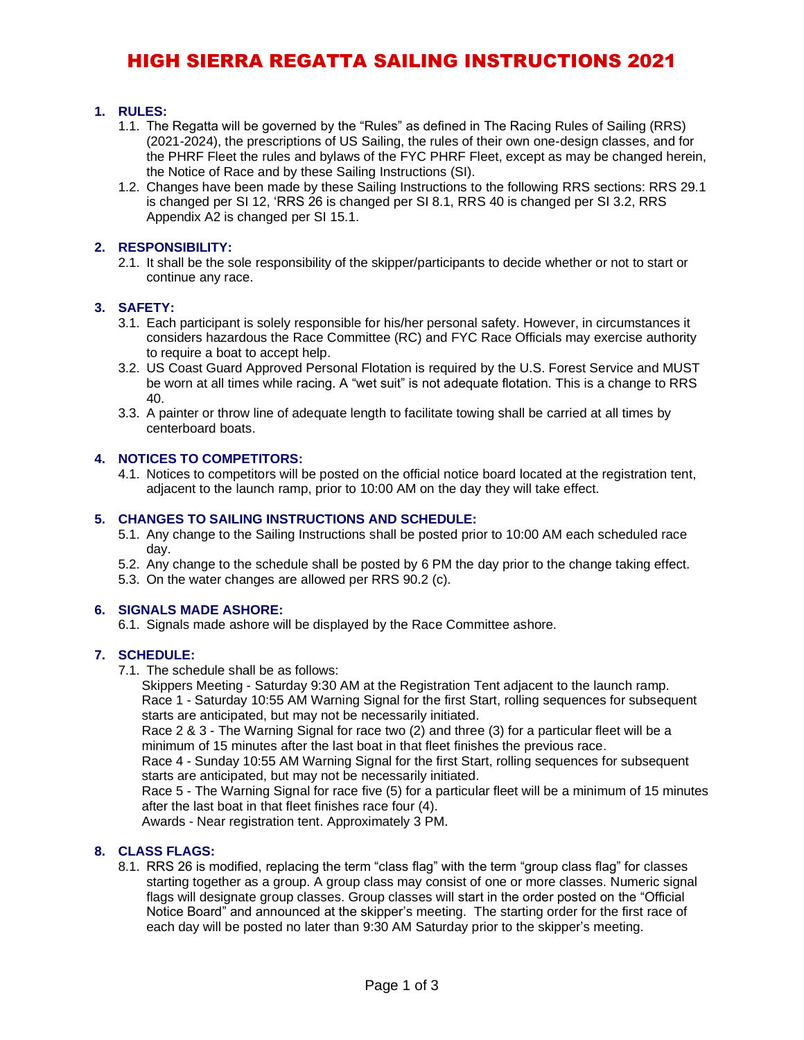# HIGH SIERRA REGATTA SAILING INSTRUCTIONS 2021

## 1. RULES:

1.1. The Regatta will be governed by the "Rules" as defined in The Racing Rules of Sailing (RRS) (2021-2024), the prescriptions of US Sailing, the rules of their own one-design classes, and for the PHRF Fleet the rules and bylaws of the FYC PHRF Fleet, except as may be changed herein, the Notice of Race and by these Sailing Instructions (SI).

1.2. Changes have been made by these Sailing Instructions to the following RRS sections: RRS 29.1 is changed per SI 12, 'RRS 26 is changed per SI 8.1, RRS 40 is changed per SI 3.2, RRS Appendix A2 is changed per SI 15.1.

## 2. RESPONSIBILITY:

2.1. It shall be the sole responsibility of the skipper/participants to decide whether or not to start or continue any race.

## 3. SAFETY:

3.1. Each participant is solely responsible for his/her personal safety. However, in circumstances it considers hazardous the Race Committee (RC) and FYC Race Officials may exercise authority to require a boat to accept help.

3.2. US Coast Guard Approved Personal Flotation is required by the U.S. Forest Service and MUST be worn at all times while racing. A "wet suit" is not adequate flotation. This is a change to RRS 40.

3.3. A painter or throw line of adequate length to facilitate towing shall be carried at all times by centerboard boats.

## 4. NOTICES TO COMPETITORS:

4.1. Notices to competitors will be posted on the official notice board located at the registration tent, adjacent to the launch ramp, prior to 10:00 AM on the day they will take effect.

## 5. CHANGES TO SAILING INSTRUCTIONS AND SCHEDULE:

5.1. Any change to the Sailing Instructions shall be posted prior to 10:00 AM each scheduled race day.

5.2. Any change to the schedule shall be posted by 6 PM the day prior to the change taking effect.

5.3. On the water changes are allowed per RRS 90.2 (c).

## 6. SIGNALS MADE ASHORE:

6.1. Signals made ashore will be displayed by the Race Committee ashore.

## 7. SCHEDULE:

7.1. The schedule shall be as follows:

Skippers Meeting - Saturday 9:30 AM at the Registration Tent adjacent to the launch ramp.
Race 1 - Saturday 10:55 AM Warning Signal for the first Start, rolling sequences for subsequent starts are anticipated, but may not be necessarily initiated.
Race 2 & 3 - The Warning Signal for race two (2) and three (3) for a particular fleet will be a minimum of 15 minutes after the last boat in that fleet finishes the previous race.
Race 4 - Sunday 10:55 AM Warning Signal for the first Start, rolling sequences for subsequent starts are anticipated, but may not be necessarily initiated.
Race 5 - The Warning Signal for race five (5) for a particular fleet will be a minimum of 15 minutes after the last boat in that fleet finishes race four (4).
Awards - Near registration tent. Approximately 3 PM.

## 8. CLASS FLAGS:

8.1. RRS 26 is modified, replacing the term "class flag" with the term "group class flag" for classes starting together as a group. A group class may consist of one or more classes. Numeric signal flags will designate group classes. Group classes will start in the order posted on the "Official Notice Board" and announced at the skipper's meeting. The starting order for the first race of each day will be posted no later than 9:30 AM Saturday prior to the skipper's meeting.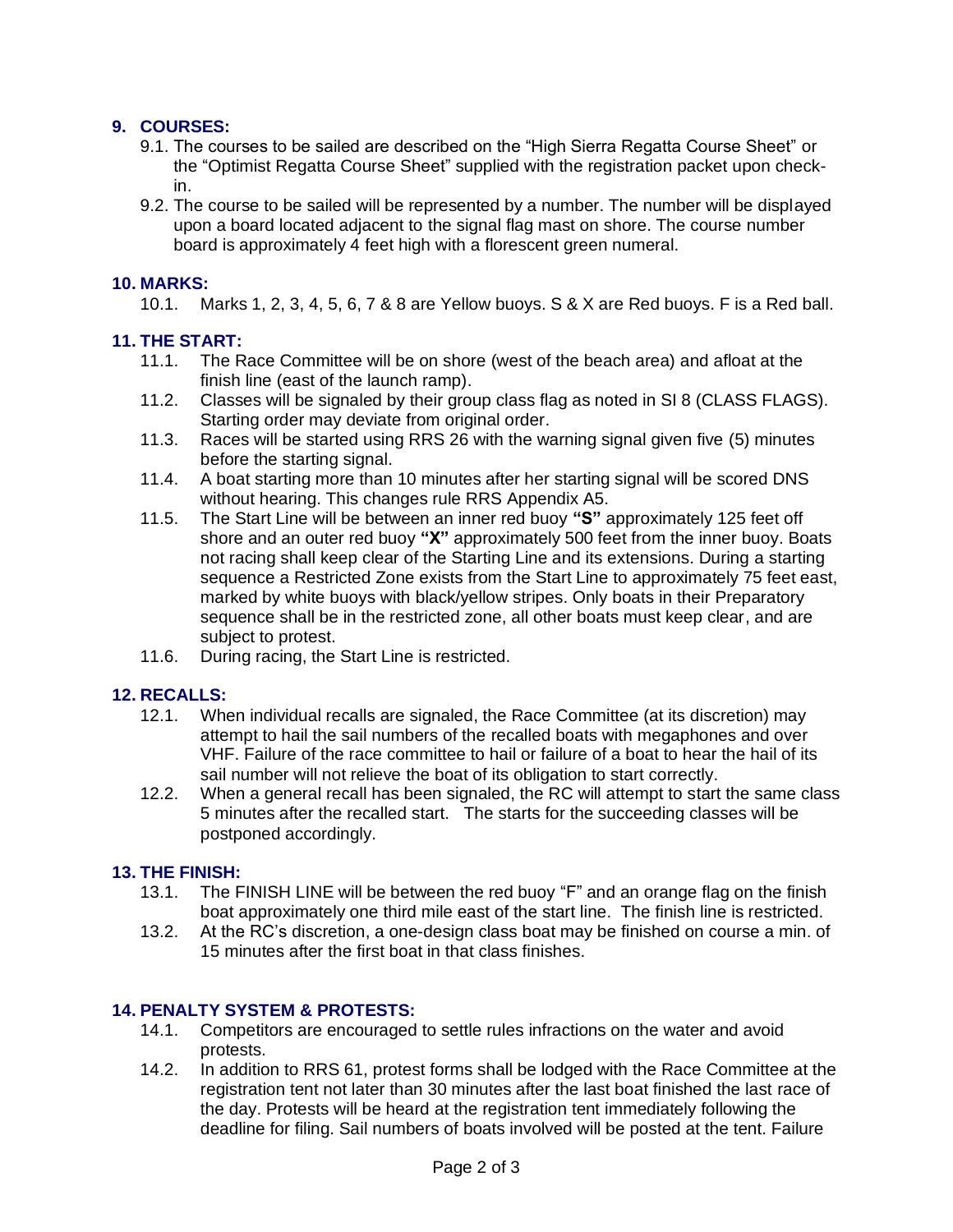## 9. COURSES:

9.1. The courses to be sailed are described on the "High Sierra Regatta Course Sheet" or the "Optimist Regatta Course Sheet" supplied with the registration packet upon check-in.

9.2. The course to be sailed will be represented by a number. The number will be displayed upon a board located adjacent to the signal flag mast on shore. The course number board is approximately 4 feet high with a florescent green numeral.

## 10. MARKS:

10.1. Marks 1, 2, 3, 4, 5, 6, 7 & 8 are Yellow buoys. S & X are Red buoys. F is a Red ball.

## 11. THE START:

11.1. The Race Committee will be on shore (west of the beach area) and afloat at the finish line (east of the launch ramp).

11.2. Classes will be signaled by their group class flag as noted in SI 8 (CLASS FLAGS). Starting order may deviate from original order.

11.3. Races will be started using RRS 26 with the warning signal given five (5) minutes before the starting signal.

11.4. A boat starting more than 10 minutes after her starting signal will be scored DNS without hearing. This changes rule RRS Appendix A5.

11.5. The Start Line will be between an inner red buoy **"S"** approximately 125 feet off shore and an outer red buoy **"X"** approximately 500 feet from the inner buoy. Boats not racing shall keep clear of the Starting Line and its extensions. During a starting sequence a Restricted Zone exists from the Start Line to approximately 75 feet east, marked by white buoys with black/yellow stripes. Only boats in their Preparatory sequence shall be in the restricted zone, all other boats must keep clear, and are subject to protest.

11.6. During racing, the Start Line is restricted.

## 12. RECALLS:

12.1. When individual recalls are signaled, the Race Committee (at its discretion) may attempt to hail the sail numbers of the recalled boats with megaphones and over VHF. Failure of the race committee to hail or failure of a boat to hear the hail of its sail number will not relieve the boat of its obligation to start correctly.

12.2. When a general recall has been signaled, the RC will attempt to start the same class 5 minutes after the recalled start. The starts for the succeeding classes will be postponed accordingly.

## 13. THE FINISH:

13.1. The FINISH LINE will be between the red buoy "F" and an orange flag on the finish boat approximately one third mile east of the start line. The finish line is restricted.

13.2. At the RC's discretion, a one-design class boat may be finished on course a min. of 15 minutes after the first boat in that class finishes.

## 14. PENALTY SYSTEM & PROTESTS:

14.1. Competitors are encouraged to settle rules infractions on the water and avoid protests.

14.2. In addition to RRS 61, protest forms shall be lodged with the Race Committee at the registration tent not later than 30 minutes after the last boat finished the last race of the day. Protests will be heard at the registration tent immediately following the deadline for filing. Sail numbers of boats involved will be posted at the tent. Failure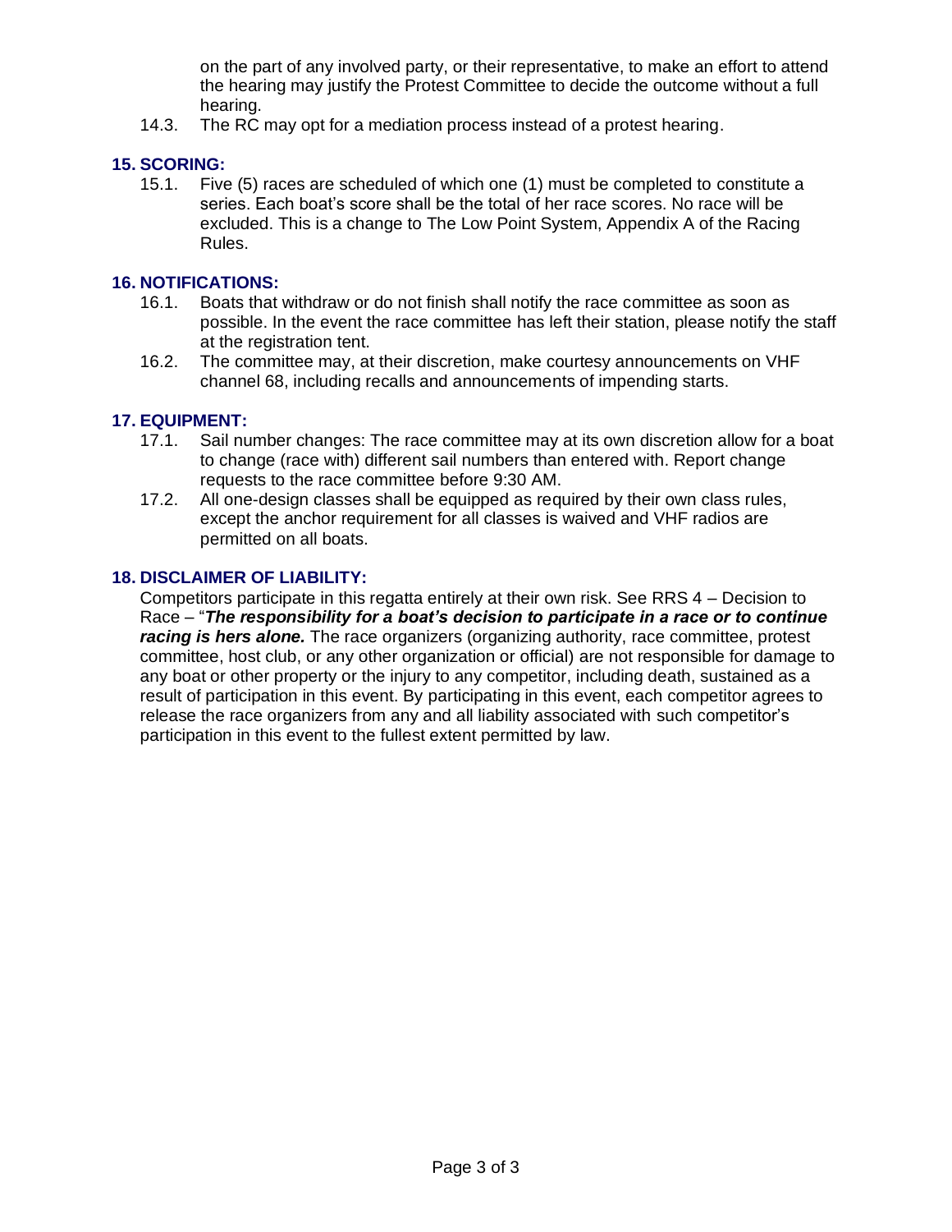on the part of any involved party, or their representative, to make an effort to attend the hearing may justify the Protest Committee to decide the outcome without a full hearing.

14.3. The RC may opt for a mediation process instead of a protest hearing.

## 15. SCORING:

15.1. Five (5) races are scheduled of which one (1) must be completed to constitute a series. Each boat's score shall be the total of her race scores. No race will be excluded. This is a change to The Low Point System, Appendix A of the Racing Rules.

## 16. NOTIFICATIONS:

16.1. Boats that withdraw or do not finish shall notify the race committee as soon as possible. In the event the race committee has left their station, please notify the staff at the registration tent.

16.2. The committee may, at their discretion, make courtesy announcements on VHF channel 68, including recalls and announcements of impending starts.

## 17. EQUIPMENT:

17.1. Sail number changes: The race committee may at its own discretion allow for a boat to change (race with) different sail numbers than entered with. Report change requests to the race committee before 9:30 AM.

17.2. All one-design classes shall be equipped as required by their own class rules, except the anchor requirement for all classes is waived and VHF radios are permitted on all boats.

## 18. DISCLAIMER OF LIABILITY:

Competitors participate in this regatta entirely at their own risk. See RRS 4 – Decision to Race – "***The responsibility for a boat's decision to participate in a race or to continue racing is hers alone.*** The race organizers (organizing authority, race committee, protest committee, host club, or any other organization or official) are not responsible for damage to any boat or other property or the injury to any competitor, including death, sustained as a result of participation in this event. By participating in this event, each competitor agrees to release the race organizers from any and all liability associated with such competitor's participation in this event to the fullest extent permitted by law.